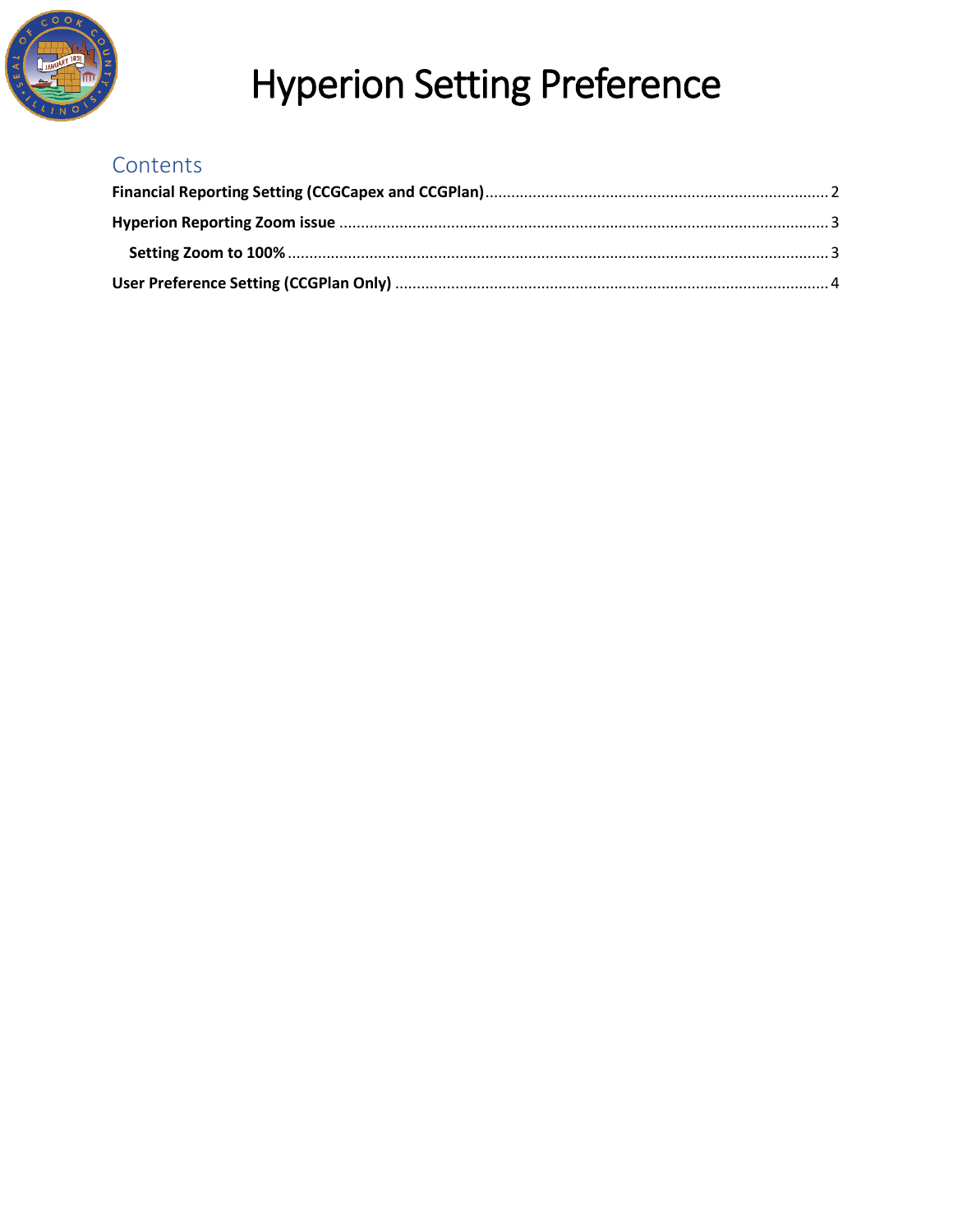# Hyperion Setting Preference

## Contents

**Financial Reporting Setting (CCGCapex and CCGPlan)** ........ 2

**Hyperion Reporting Zoom issue** ........ 3

- **Setting Zoom to 100%** ........ 3

**User Preference Setting (CCGPlan Only)** ........ 4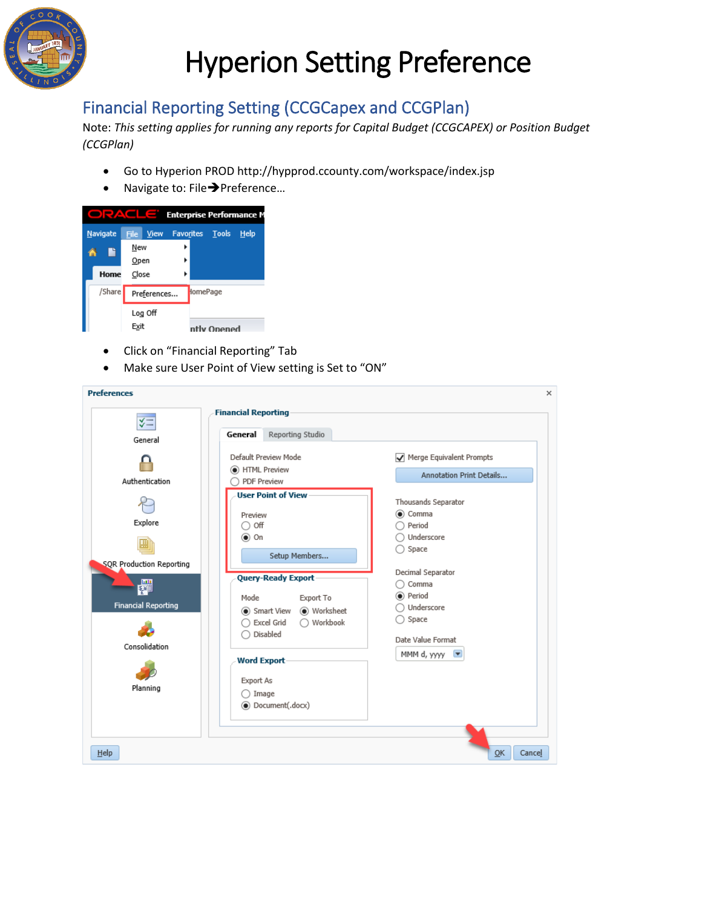# Hyperion Setting Preference

## Financial Reporting Setting (CCGCapex and CCGPlan)

Note: *This setting applies for running any reports for Capital Budget (CCGCAPEX) or Position Budget (CCGPlan)*

- Go to Hyperion PROD http://hypprod.ccounty.com/workspace/index.jsp
- Navigate to: File→Preference…

- Click on "Financial Reporting" Tab
- Make sure User Point of View setting is Set to "ON"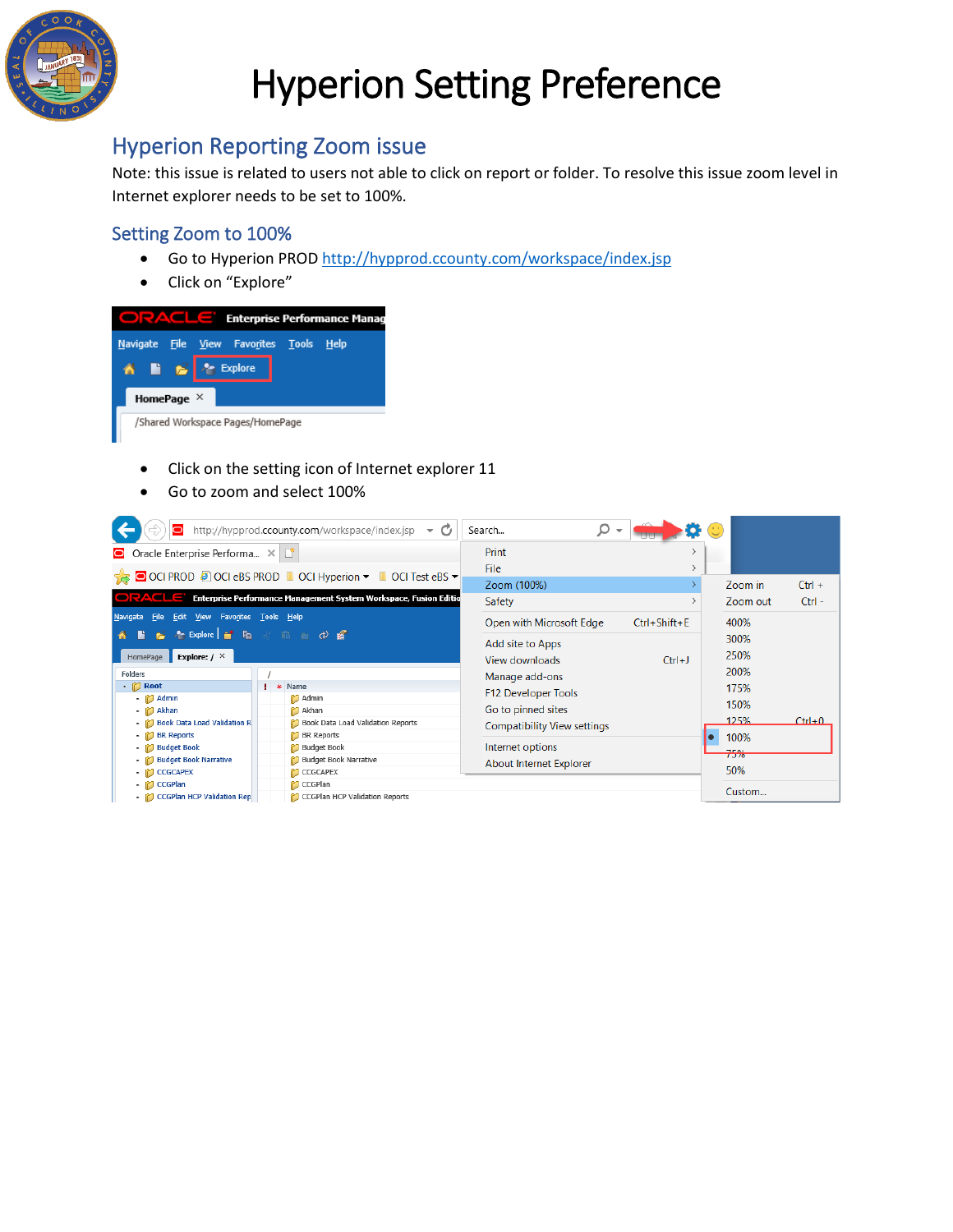# Hyperion Setting Preference

## Hyperion Reporting Zoom issue

Note: this issue is related to users not able to click on report or folder. To resolve this issue zoom level in Internet explorer needs to be set to 100%.

### Setting Zoom to 100%

- Go to Hyperion PROD http://hypprod.ccounty.com/workspace/index.jsp
- Click on "Explore"

- Click on the setting icon of Internet explorer 11
- Go to zoom and select 100%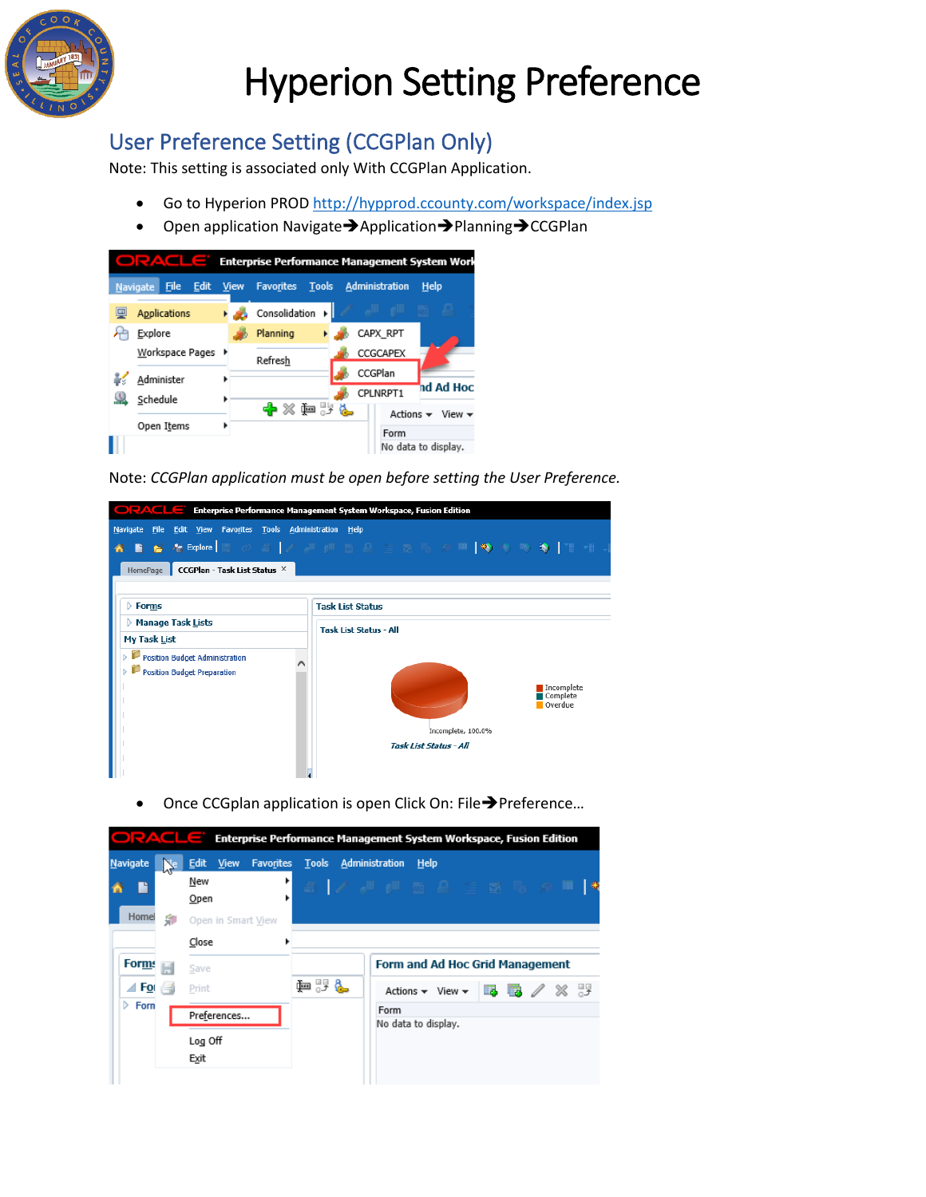# Hyperion Setting Preference

## User Preference Setting (CCGPlan Only)

Note: This setting is associated only With CCGPlan Application.

- Go to Hyperion PROD http://hypprod.ccounty.com/workspace/index.jsp
- Open application Navigate➔Application➔Planning➔CCGPlan

Note: *CCGPlan application must be open before setting the User Preference.*

- Once CCGplan application is open Click On: File➔Preference…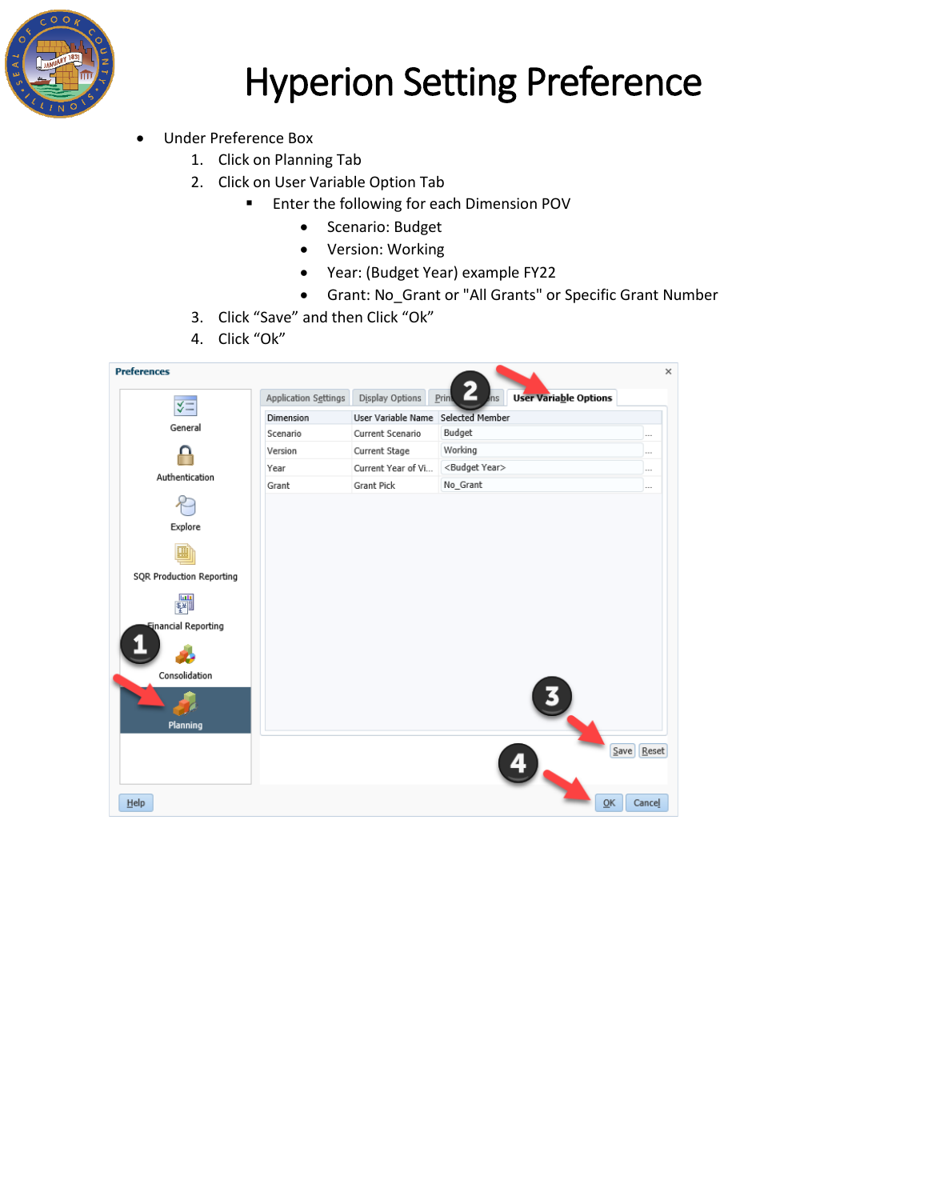# Hyperion Setting Preference

- Under Preference Box
  1. Click on Planning Tab
  2. Click on User Variable Option Tab
     - Enter the following for each Dimension POV
       - Scenario: Budget
       - Version: Working
       - Year: (Budget Year) example FY22
       - Grant: No_Grant or "All Grants" or Specific Grant Number
  3. Click "Save" and then Click "Ok"
  4. Click "Ok"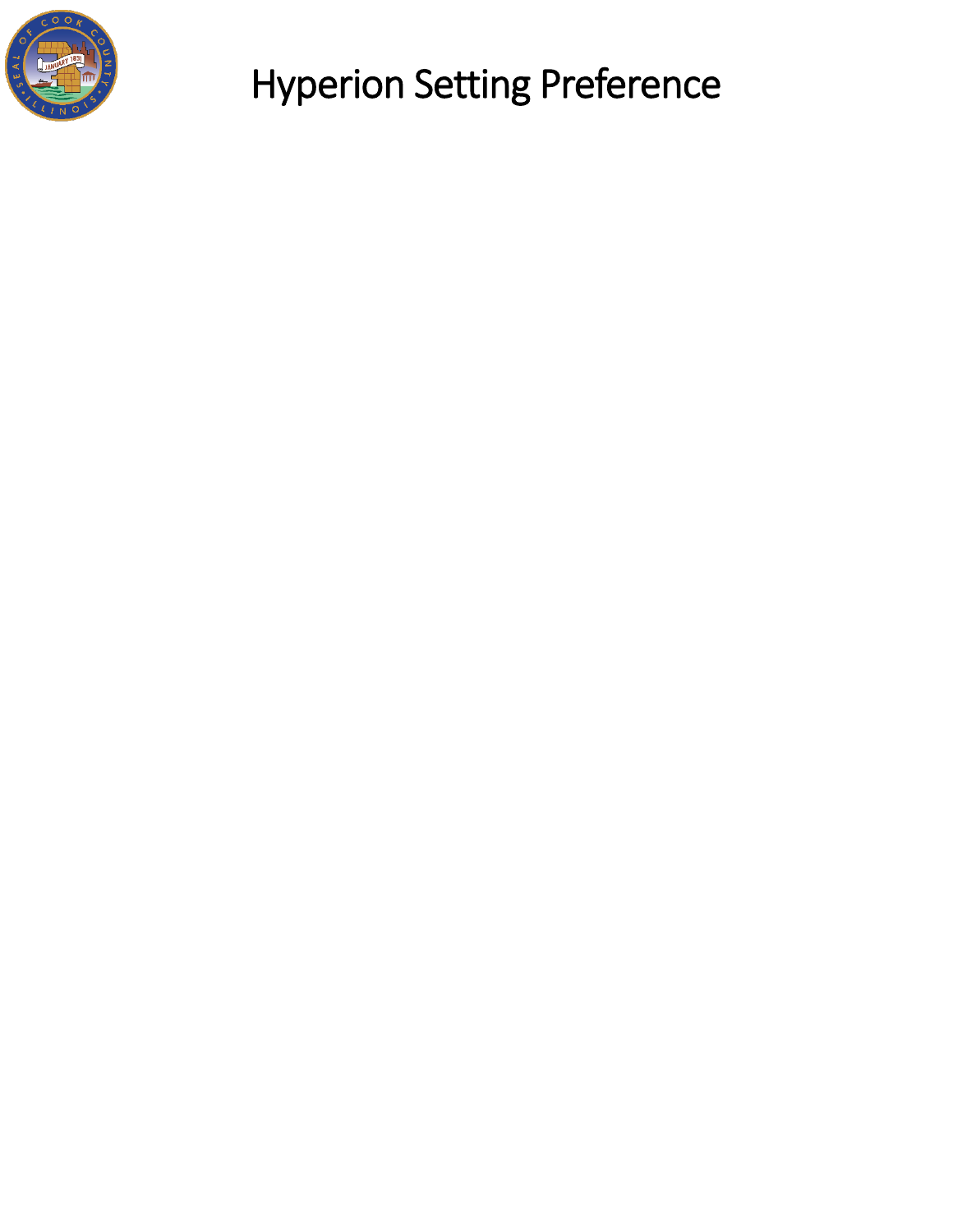# Hyperion Setting Preference